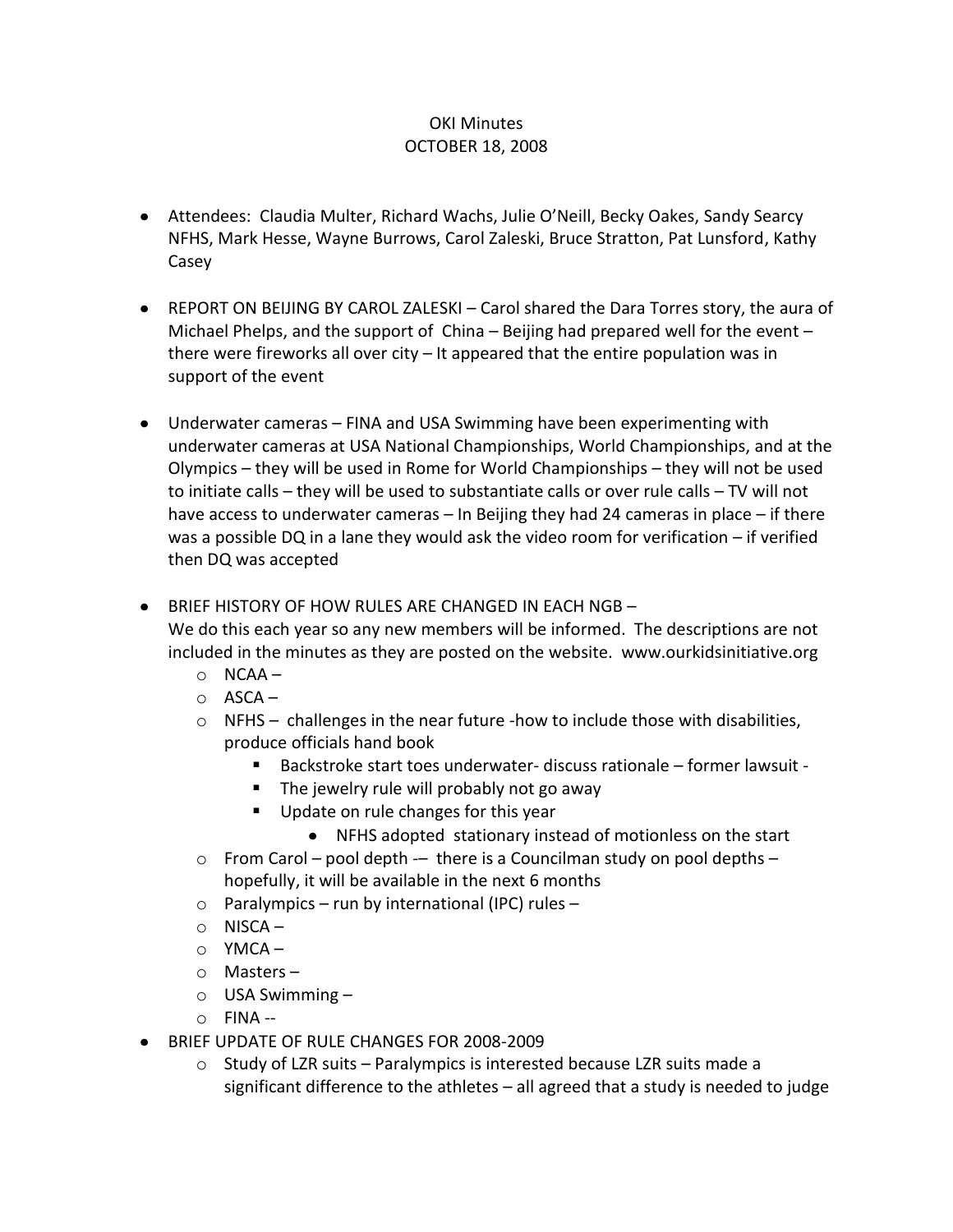OKI Minutes
OCTOBER 18, 2008

- Attendees: Claudia Multer, Richard Wachs, Julie O'Neill, Becky Oakes, Sandy Searcy NFHS, Mark Hesse, Wayne Burrows, Carol Zaleski, Bruce Stratton, Pat Lunsford, Kathy Casey

- REPORT ON BEIJING BY CAROL ZALESKI – Carol shared the Dara Torres story, the aura of Michael Phelps, and the support of China – Beijing had prepared well for the event – there were fireworks all over city – It appeared that the entire population was in support of the event

- Underwater cameras – FINA and USA Swimming have been experimenting with underwater cameras at USA National Championships, World Championships, and at the Olympics – they will be used in Rome for World Championships – they will not be used to initiate calls – they will be used to substantiate calls or over rule calls – TV will not have access to underwater cameras – In Beijing they had 24 cameras in place – if there was a possible DQ in a lane they would ask the video room for verification – if verified then DQ was accepted

- BRIEF HISTORY OF HOW RULES ARE CHANGED IN EACH NGB –
  We do this each year so any new members will be informed. The descriptions are not included in the minutes as they are posted on the website. www.ourkidsinitiative.org
  - NCAA –
  - ASCA –
  - NFHS – challenges in the near future -how to include those with disabilities, produce officials hand book
    - Backstroke start toes underwater- discuss rationale – former lawsuit -
    - The jewelry rule will probably not go away
    - Update on rule changes for this year
      - NFHS adopted stationary instead of motionless on the start
  - From Carol – pool depth -– there is a Councilman study on pool depths – hopefully, it will be available in the next 6 months
  - Paralympics – run by international (IPC) rules –
  - NISCA –
  - YMCA –
  - Masters –
  - USA Swimming –
  - FINA --
- BRIEF UPDATE OF RULE CHANGES FOR 2008-2009
  - Study of LZR suits – Paralympics is interested because LZR suits made a significant difference to the athletes – all agreed that a study is needed to judge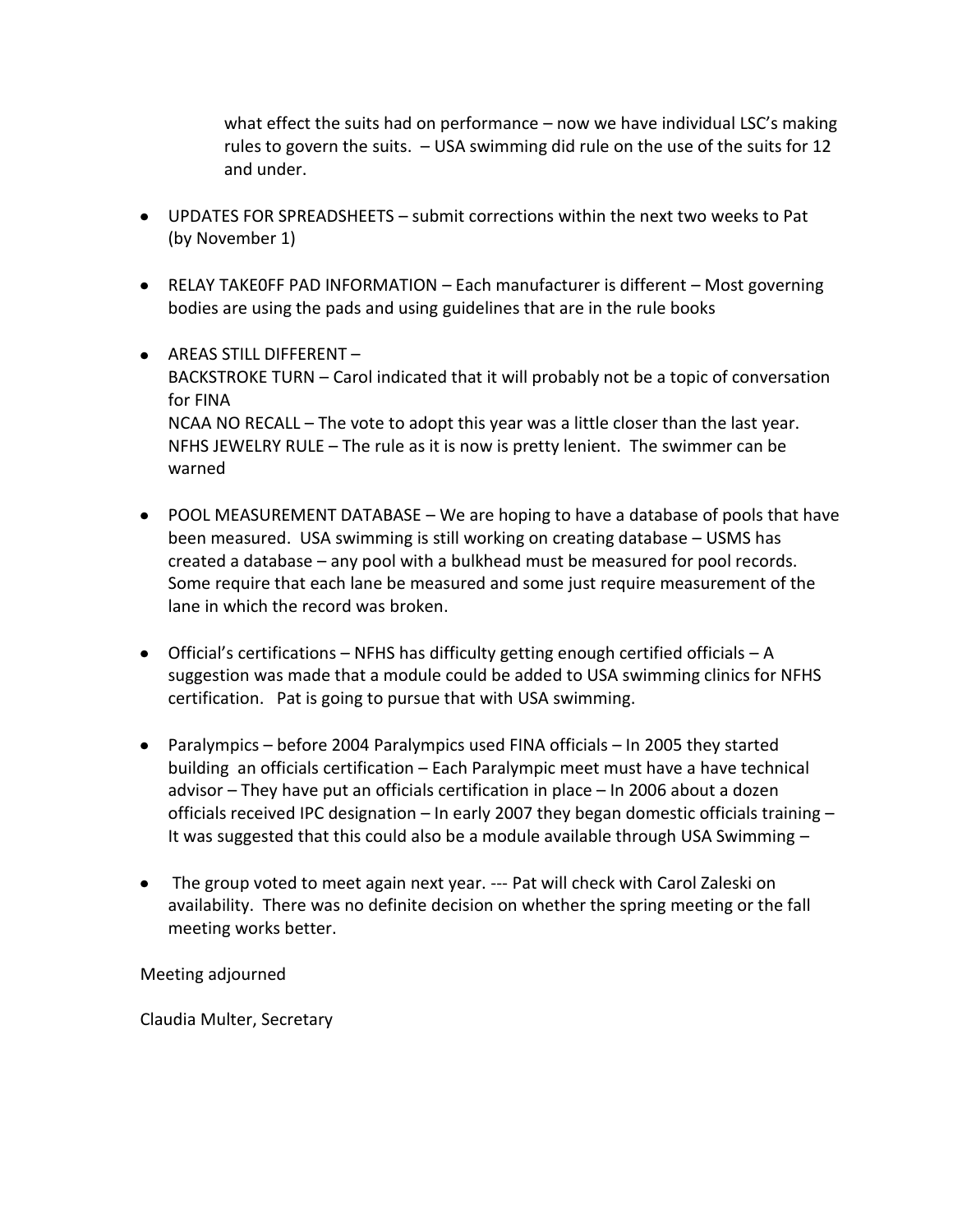what effect the suits had on performance – now we have individual LSC's making rules to govern the suits. – USA swimming did rule on the use of the suits for 12 and under.

- UPDATES FOR SPREADSHEETS – submit corrections within the next two weeks to Pat (by November 1)

- RELAY TAKE0FF PAD INFORMATION – Each manufacturer is different – Most governing bodies are using the pads and using guidelines that are in the rule books

- AREAS STILL DIFFERENT –
  BACKSTROKE TURN – Carol indicated that it will probably not be a topic of conversation for FINA
  NCAA NO RECALL – The vote to adopt this year was a little closer than the last year.
  NFHS JEWELRY RULE – The rule as it is now is pretty lenient. The swimmer can be warned

- POOL MEASUREMENT DATABASE – We are hoping to have a database of pools that have been measured. USA swimming is still working on creating database – USMS has created a database – any pool with a bulkhead must be measured for pool records. Some require that each lane be measured and some just require measurement of the lane in which the record was broken.

- Official's certifications – NFHS has difficulty getting enough certified officials – A suggestion was made that a module could be added to USA swimming clinics for NFHS certification. Pat is going to pursue that with USA swimming.

- Paralympics – before 2004 Paralympics used FINA officials – In 2005 they started building an officials certification – Each Paralympic meet must have a have technical advisor – They have put an officials certification in place – In 2006 about a dozen officials received IPC designation – In early 2007 they began domestic officials training – It was suggested that this could also be a module available through USA Swimming –

- The group voted to meet again next year. --- Pat will check with Carol Zaleski on availability. There was no definite decision on whether the spring meeting or the fall meeting works better.

Meeting adjourned

Claudia Multer, Secretary